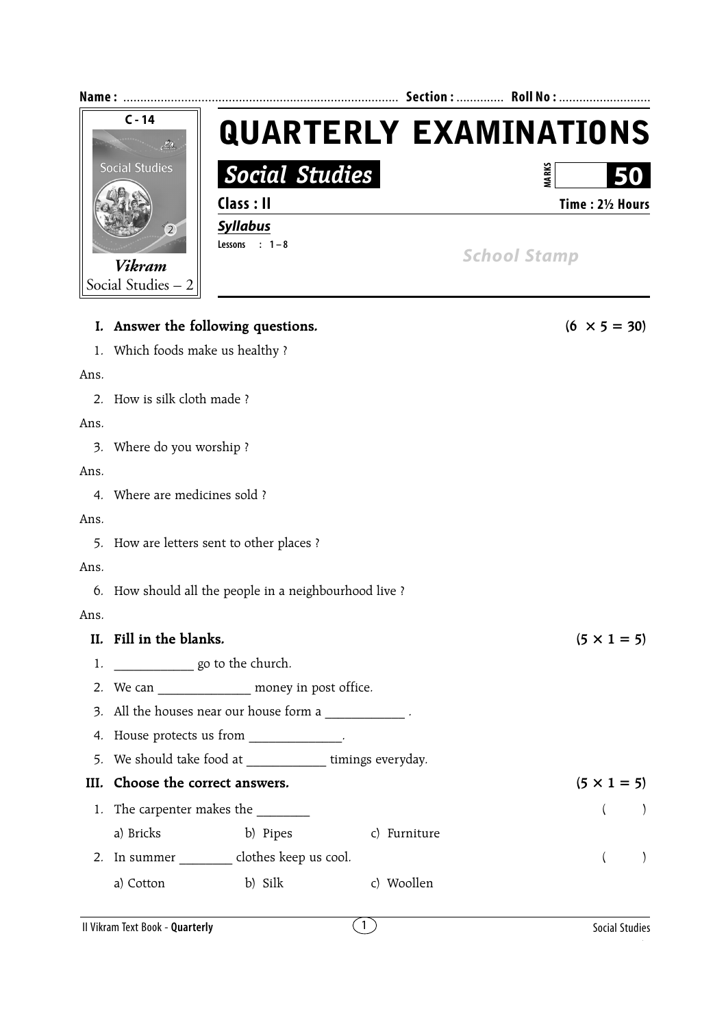Name : ................................................................................. Section : ............. Roll No : ...........................

C - 14

Social Studies

*Vikram*
Social Studies – 2

# QUARTERLY EXAMINATIONS

## *Social Studies*

MARKS **50**

**Class : II** **Time : 2½ Hours**

***Syllabus***

Lessons : 1 – 8

*School Stamp*

**I. Answer the following questions.** **(6 × 5 = 30)**

1. Which foods make us healthy ?

Ans.

2. How is silk cloth made ?

Ans.

3. Where do you worship ?

Ans.

4. Where are medicines sold ?

Ans.

5. How are letters sent to other places ?

Ans.

6. How should all the people in a neighbourhood live ?

Ans.

**II. Fill in the blanks.** **(5 × 1 = 5)**

1. ____________ go to the church.
2. We can ______________ money in post office.
3. All the houses near our house form a ____________ .
4. House protects us from ______________.
5. We should take food at ____________ timings everyday.

**III. Choose the correct answers.** **(5 × 1 = 5)**

1. The carpenter makes the ________ ( )

   a) Bricks b) Pipes c) Furniture

2. In summer ________ clothes keep us cool. ( )

   a) Cotton b) Silk c) Woollen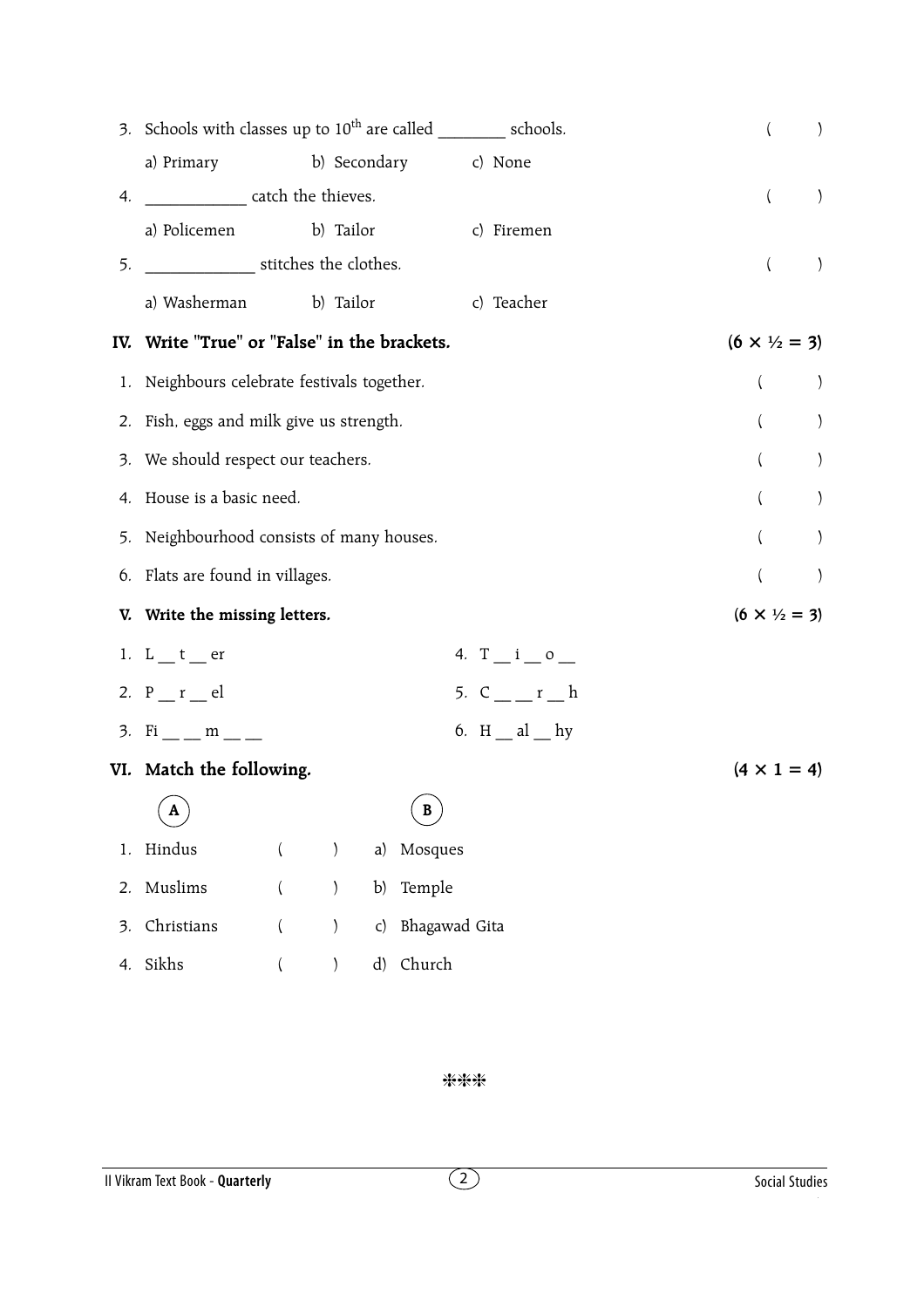3. Schools with classes up to 10th are called ________ schools. ( )

   a) Primary b) Secondary c) None

4. ___________ catch the thieves. ( )

   a) Policemen b) Tailor c) Firemen

5. ____________ stitches the clothes. ( )

   a) Washerman b) Tailor c) Teacher

**IV. Write "True" or "False" in the brackets.** **(6 × ½ = 3)**

1. Neighbours celebrate festivals together. ( )
2. Fish, eggs and milk give us strength. ( )
3. We should respect our teachers. ( )
4. House is a basic need. ( )
5. Neighbourhood consists of many houses. ( )
6. Flats are found in villages. ( )

**V. Write the missing letters.** **(6 × ½ = 3)**

1. L __ t __ er
2. P __ r __ el
3. Fi __ __ m __ __
4. T __ i __ o __
5. C __ __ r __ h
6. H __ al __ hy

**VI. Match the following.** **(4 × 1 = 4)**

| A | | B |
|---|---|---|
| 1. Hindus | ( ) | a) Mosques |
| 2. Muslims | ( ) | b) Temple |
| 3. Christians | ( ) | c) Bhagawad Gita |
| 4. Sikhs | ( ) | d) Church |

\*\*\*